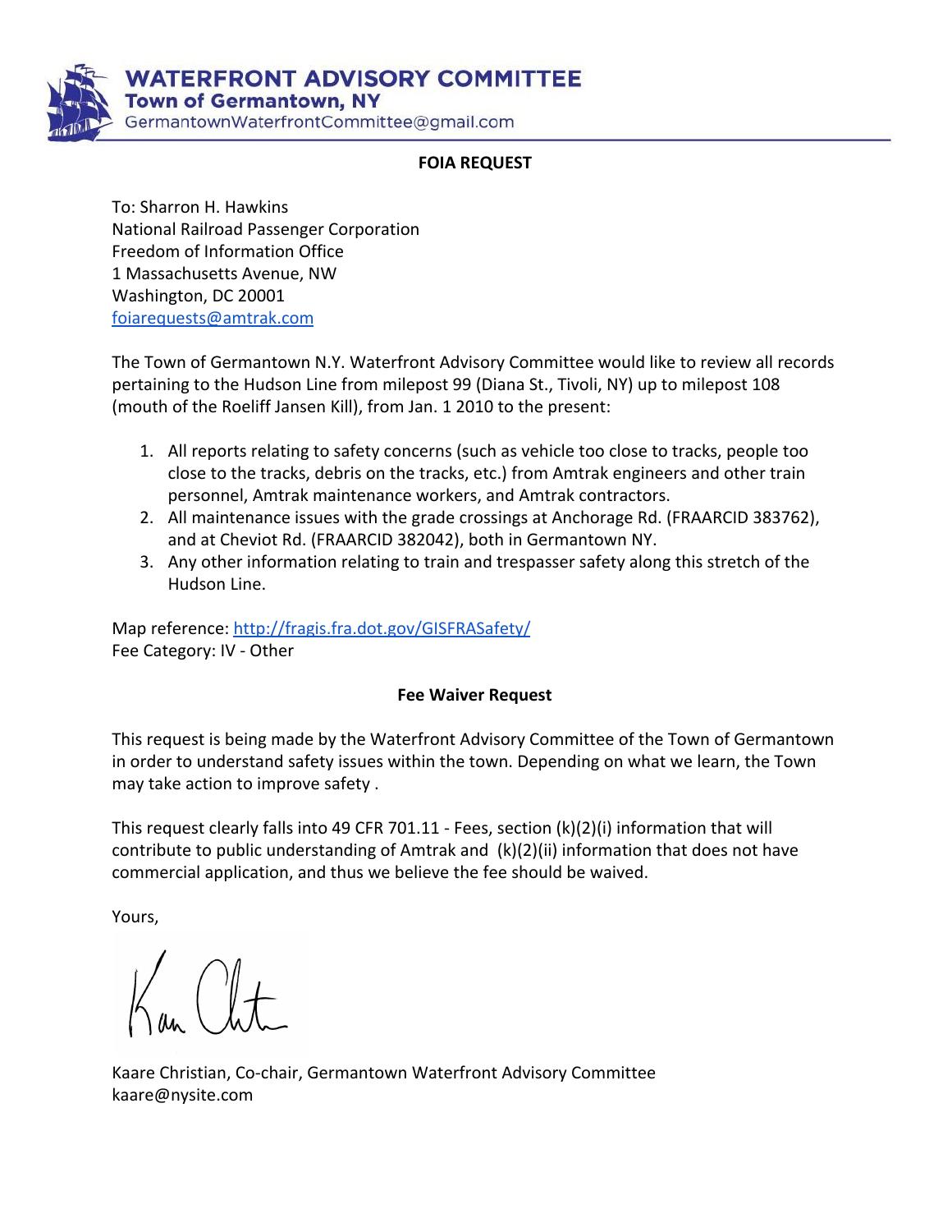**WATERFRONT ADVISORY COMMITTEE**
**Town of Germantown, NY**
GermantownWaterfrontCommittee@gmail.com

## FOIA REQUEST

To: Sharron H. Hawkins
National Railroad Passenger Corporation
Freedom of Information Office
1 Massachusetts Avenue, NW
Washington, DC 20001
foiarequests@amtrak.com

The Town of Germantown N.Y. Waterfront Advisory Committee would like to review all records pertaining to the Hudson Line from milepost 99 (Diana St., Tivoli, NY) up to milepost 108 (mouth of the Roeliff Jansen Kill), from Jan. 1 2010 to the present:

1. All reports relating to safety concerns (such as vehicle too close to tracks, people too close to the tracks, debris on the tracks, etc.) from Amtrak engineers and other train personnel, Amtrak maintenance workers, and Amtrak contractors.
2. All maintenance issues with the grade crossings at Anchorage Rd. (FRAARCID 383762), and at Cheviot Rd. (FRAARCID 382042), both in Germantown NY.
3. Any other information relating to train and trespasser safety along this stretch of the Hudson Line.

Map reference: http://fragis.fra.dot.gov/GISFRASafety/
Fee Category: IV - Other

## Fee Waiver Request

This request is being made by the Waterfront Advisory Committee of the Town of Germantown in order to understand safety issues within the town. Depending on what we learn, the Town may take action to improve safety .

This request clearly falls into 49 CFR 701.11 - Fees, section (k)(2)(i) information that will contribute to public understanding of Amtrak and (k)(2)(ii) information that does not have commercial application, and thus we believe the fee should be waived.

Yours,

Kaare Christian, Co-chair, Germantown Waterfront Advisory Committee
kaare@nysite.com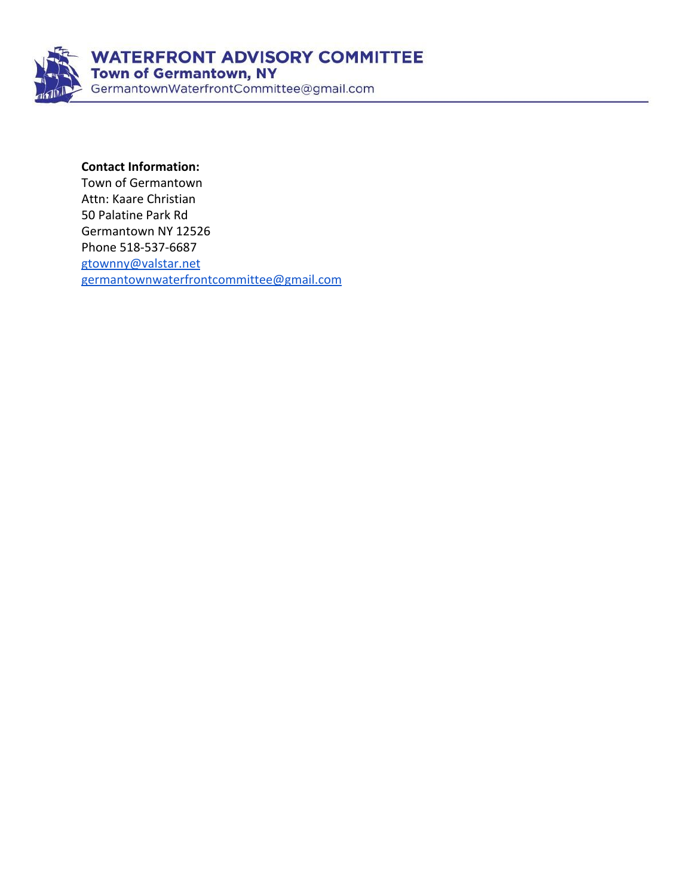**Contact Information:**
Town of Germantown
Attn: Kaare Christian
50 Palatine Park Rd
Germantown NY 12526
Phone 518-537-6687
gtownny@valstar.net
germantownwaterfrontcommittee@gmail.com